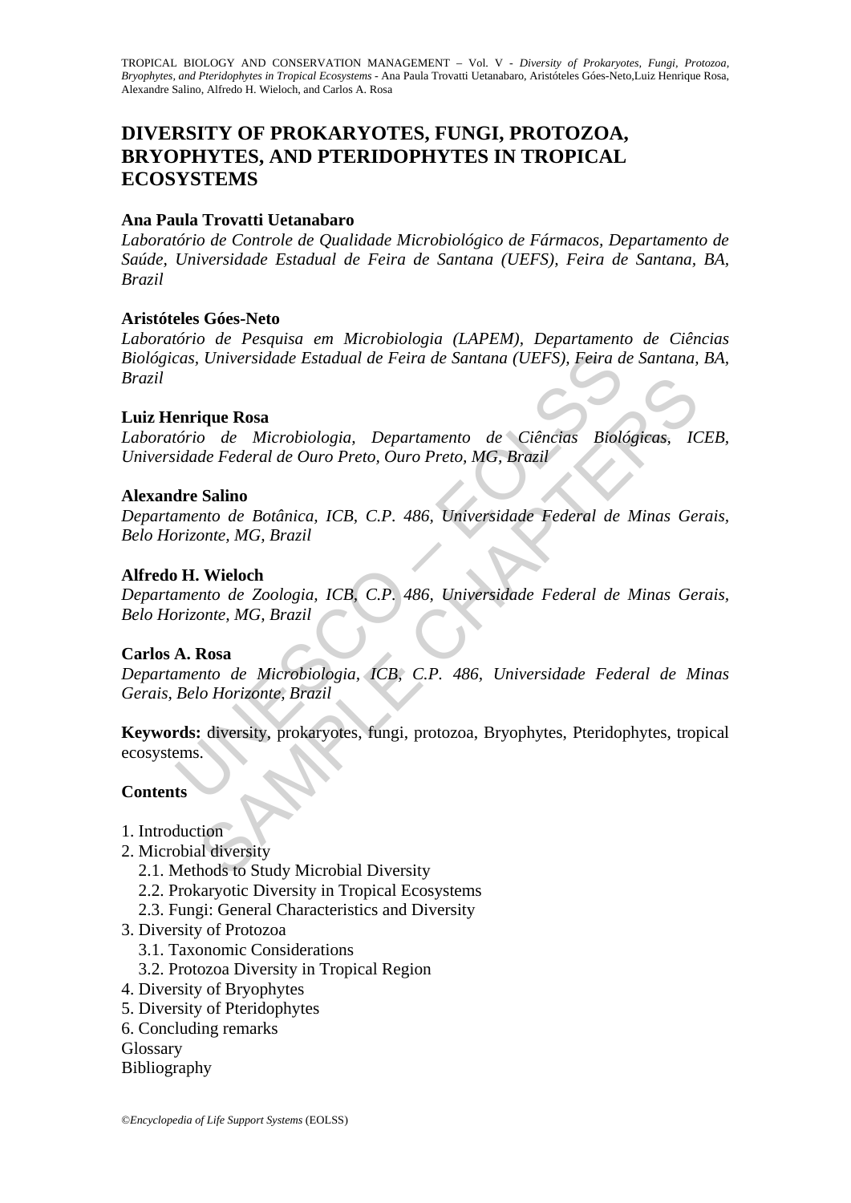# DIVERSITY OF PROKARYOTES, FUNGI, PROTOZOA, BRYOPHYTES, AND PTERIDOPHYTES IN TROPICAL ECOSYSTEMS

**Ana Paula Trovatti Uetanabaro**

*Laboratório de Controle de Qualidade Microbiológico de Fármacos, Departamento de Saúde, Universidade Estadual de Feira de Santana (UEFS), Feira de Santana, BA, Brazil*

**Aristóteles Góes-Neto**

*Laboratório de Pesquisa em Microbiologia (LAPEM), Departamento de Ciências Biológicas, Universidade Estadual de Feira de Santana (UEFS), Feira de Santana, BA, Brazil*

**Luiz Henrique Rosa**

*Laboratório de Microbiologia, Departamento de Ciências Biológicas, ICEB, Universidade Federal de Ouro Preto, Ouro Preto, MG, Brazil*

**Alexandre Salino**

*Departamento de Botânica, ICB, C.P. 486, Universidade Federal de Minas Gerais, Belo Horizonte, MG, Brazil*

**Alfredo H. Wieloch**

*Departamento de Zoologia, ICB, C.P. 486, Universidade Federal de Minas Gerais, Belo Horizonte, MG, Brazil*

**Carlos A. Rosa**

*Departamento de Microbiologia, ICB, C.P. 486, Universidade Federal de Minas Gerais, Belo Horizonte, Brazil*

**Keywords:** diversity, prokaryotes, fungi, protozoa, Bryophytes, Pteridophytes, tropical ecosystems.

**Contents**

1. Introduction
2. Microbial diversity
   2.1. Methods to Study Microbial Diversity
   2.2. Prokaryotic Diversity in Tropical Ecosystems
   2.3. Fungi: General Characteristics and Diversity
3. Diversity of Protozoa
   3.1. Taxonomic Considerations
   3.2. Protozoa Diversity in Tropical Region
4. Diversity of Bryophytes
5. Diversity of Pteridophytes
6. Concluding remarks

Glossary

Bibliography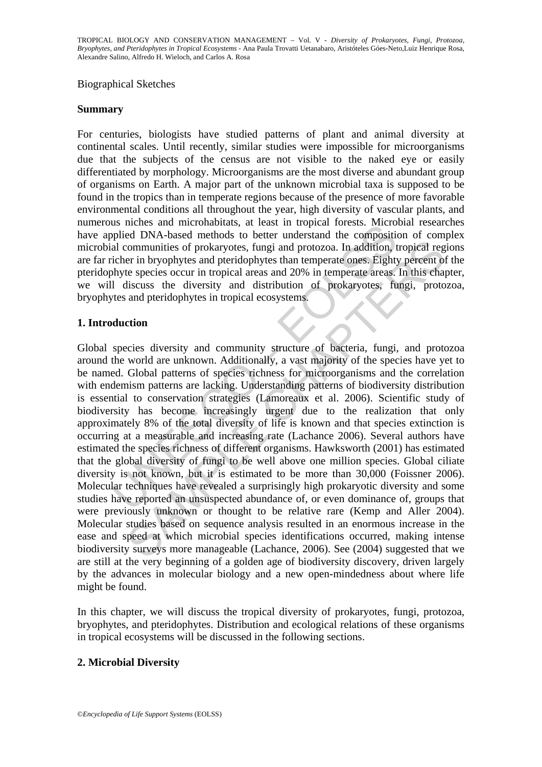Biographical Sketches

## Summary

For centuries, biologists have studied patterns of plant and animal diversity at continental scales. Until recently, similar studies were impossible for microorganisms due that the subjects of the census are not visible to the naked eye or easily differentiated by morphology. Microorganisms are the most diverse and abundant group of organisms on Earth. A major part of the unknown microbial taxa is supposed to be found in the tropics than in temperate regions because of the presence of more favorable environmental conditions all throughout the year, high diversity of vascular plants, and numerous niches and microhabitats, at least in tropical forests. Microbial researches have applied DNA-based methods to better understand the composition of complex microbial communities of prokaryotes, fungi and protozoa. In addition, tropical regions are far richer in bryophytes and pteridophytes than temperate ones. Eighty percent of the pteridophyte species occur in tropical areas and 20% in temperate areas. In this chapter, we will discuss the diversity and distribution of prokaryotes, fungi, protozoa, bryophytes and pteridophytes in tropical ecosystems.

## 1. Introduction

Global species diversity and community structure of bacteria, fungi, and protozoa around the world are unknown. Additionally, a vast majority of the species have yet to be named. Global patterns of species richness for microorganisms and the correlation with endemism patterns are lacking. Understanding patterns of biodiversity distribution is essential to conservation strategies (Lamoreaux et al. 2006). Scientific study of biodiversity has become increasingly urgent due to the realization that only approximately 8% of the total diversity of life is known and that species extinction is occurring at a measurable and increasing rate (Lachance 2006). Several authors have estimated the species richness of different organisms. Hawksworth (2001) has estimated that the global diversity of fungi to be well above one million species. Global ciliate diversity is not known, but it is estimated to be more than 30,000 (Foissner 2006). Molecular techniques have revealed a surprisingly high prokaryotic diversity and some studies have reported an unsuspected abundance of, or even dominance of, groups that were previously unknown or thought to be relative rare (Kemp and Aller 2004). Molecular studies based on sequence analysis resulted in an enormous increase in the ease and speed at which microbial species identifications occurred, making intense biodiversity surveys more manageable (Lachance, 2006). See (2004) suggested that we are still at the very beginning of a golden age of biodiversity discovery, driven largely by the advances in molecular biology and a new open-mindedness about where life might be found.

In this chapter, we will discuss the tropical diversity of prokaryotes, fungi, protozoa, bryophytes, and pteridophytes. Distribution and ecological relations of these organisms in tropical ecosystems will be discussed in the following sections.

## 2. Microbial Diversity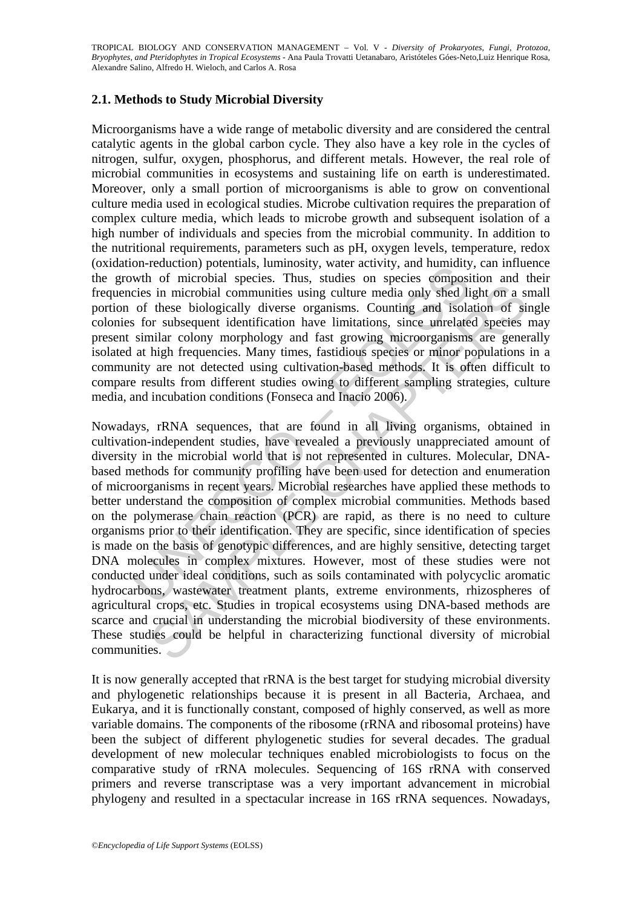### 2.1. Methods to Study Microbial Diversity

Microorganisms have a wide range of metabolic diversity and are considered the central catalytic agents in the global carbon cycle. They also have a key role in the cycles of nitrogen, sulfur, oxygen, phosphorus, and different metals. However, the real role of microbial communities in ecosystems and sustaining life on earth is underestimated. Moreover, only a small portion of microorganisms is able to grow on conventional culture media used in ecological studies. Microbe cultivation requires the preparation of complex culture media, which leads to microbe growth and subsequent isolation of a high number of individuals and species from the microbial community. In addition to the nutritional requirements, parameters such as pH, oxygen levels, temperature, redox (oxidation-reduction) potentials, luminosity, water activity, and humidity, can influence the growth of microbial species. Thus, studies on species composition and their frequencies in microbial communities using culture media only shed light on a small portion of these biologically diverse organisms. Counting and isolation of single colonies for subsequent identification have limitations, since unrelated species may present similar colony morphology and fast growing microorganisms are generally isolated at high frequencies. Many times, fastidious species or minor populations in a community are not detected using cultivation-based methods. It is often difficult to compare results from different studies owing to different sampling strategies, culture media, and incubation conditions (Fonseca and Inacio 2006).

Nowadays, rRNA sequences, that are found in all living organisms, obtained in cultivation-independent studies, have revealed a previously unappreciated amount of diversity in the microbial world that is not represented in cultures. Molecular, DNA-based methods for community profiling have been used for detection and enumeration of microorganisms in recent years. Microbial researches have applied these methods to better understand the composition of complex microbial communities. Methods based on the polymerase chain reaction (PCR) are rapid, as there is no need to culture organisms prior to their identification. They are specific, since identification of species is made on the basis of genotypic differences, and are highly sensitive, detecting target DNA molecules in complex mixtures. However, most of these studies were not conducted under ideal conditions, such as soils contaminated with polycyclic aromatic hydrocarbons, wastewater treatment plants, extreme environments, rhizospheres of agricultural crops, etc. Studies in tropical ecosystems using DNA-based methods are scarce and crucial in understanding the microbial biodiversity of these environments. These studies could be helpful in characterizing functional diversity of microbial communities.

It is now generally accepted that rRNA is the best target for studying microbial diversity and phylogenetic relationships because it is present in all Bacteria, Archaea, and Eukarya, and it is functionally constant, composed of highly conserved, as well as more variable domains. The components of the ribosome (rRNA and ribosomal proteins) have been the subject of different phylogenetic studies for several decades. The gradual development of new molecular techniques enabled microbiologists to focus on the comparative study of rRNA molecules. Sequencing of 16S rRNA with conserved primers and reverse transcriptase was a very important advancement in microbial phylogeny and resulted in a spectacular increase in 16S rRNA sequences. Nowadays,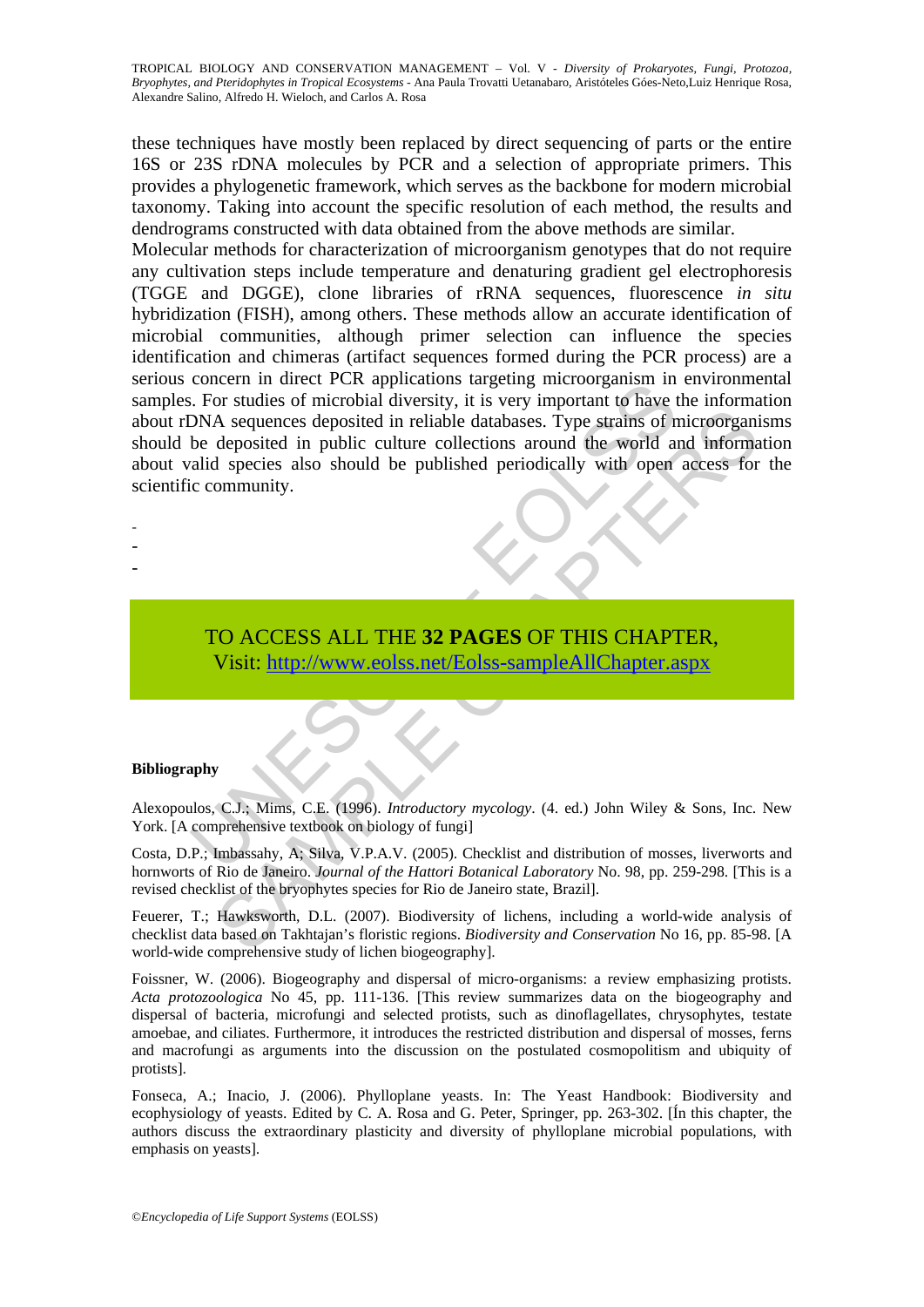these techniques have mostly been replaced by direct sequencing of parts or the entire 16S or 23S rDNA molecules by PCR and a selection of appropriate primers. This provides a phylogenetic framework, which serves as the backbone for modern microbial taxonomy. Taking into account the specific resolution of each method, the results and dendrograms constructed with data obtained from the above methods are similar.

Molecular methods for characterization of microorganism genotypes that do not require any cultivation steps include temperature and denaturing gradient gel electrophoresis (TGGE and DGGE), clone libraries of rRNA sequences, fluorescence *in situ* hybridization (FISH), among others. These methods allow an accurate identification of microbial communities, although primer selection can influence the species identification and chimeras (artifact sequences formed during the PCR process) are a serious concern in direct PCR applications targeting microorganism in environmental samples. For studies of microbial diversity, it is very important to have the information about rDNA sequences deposited in reliable databases. Type strains of microorganisms should be deposited in public culture collections around the world and information about valid species also should be published periodically with open access for the scientific community.

-
-
-

TO ACCESS ALL THE **32 PAGES** OF THIS CHAPTER,
Visit: http://www.eolss.net/Eolss-sampleAllChapter.aspx

**Bibliography**

Alexopoulos, C.J.; Mims, C.E. (1996). *Introductory mycology*. (4. ed.) John Wiley & Sons, Inc. New York. [A comprehensive textbook on biology of fungi]

Costa, D.P.; Imbassahy, A; Silva, V.P.A.V. (2005). Checklist and distribution of mosses, liverworts and hornworts of Rio de Janeiro. *Journal of the Hattori Botanical Laboratory* No. 98, pp. 259-298. [This is a revised checklist of the bryophytes species for Rio de Janeiro state, Brazil].

Feuerer, T.; Hawksworth, D.L. (2007). Biodiversity of lichens, including a world-wide analysis of checklist data based on Takhtajan's floristic regions. *Biodiversity and Conservation* No 16, pp. 85-98. [A world-wide comprehensive study of lichen biogeography].

Foissner, W. (2006). Biogeography and dispersal of micro-organisms: a review emphasizing protists. *Acta protozoologica* No 45, pp. 111-136. [This review summarizes data on the biogeography and dispersal of bacteria, microfungi and selected protists, such as dinoflagellates, chrysophytes, testate amoebae, and ciliates. Furthermore, it introduces the restricted distribution and dispersal of mosses, ferns and macrofungi as arguments into the discussion on the postulated cosmopolitism and ubiquity of protists].

Fonseca, A.; Inacio, J. (2006). Phylloplane yeasts. In: The Yeast Handbook: Biodiversity and ecophysiology of yeasts. Edited by C. A. Rosa and G. Peter, Springer, pp. 263-302. [Ín this chapter, the authors discuss the extraordinary plasticity and diversity of phylloplane microbial populations, with emphasis on yeasts].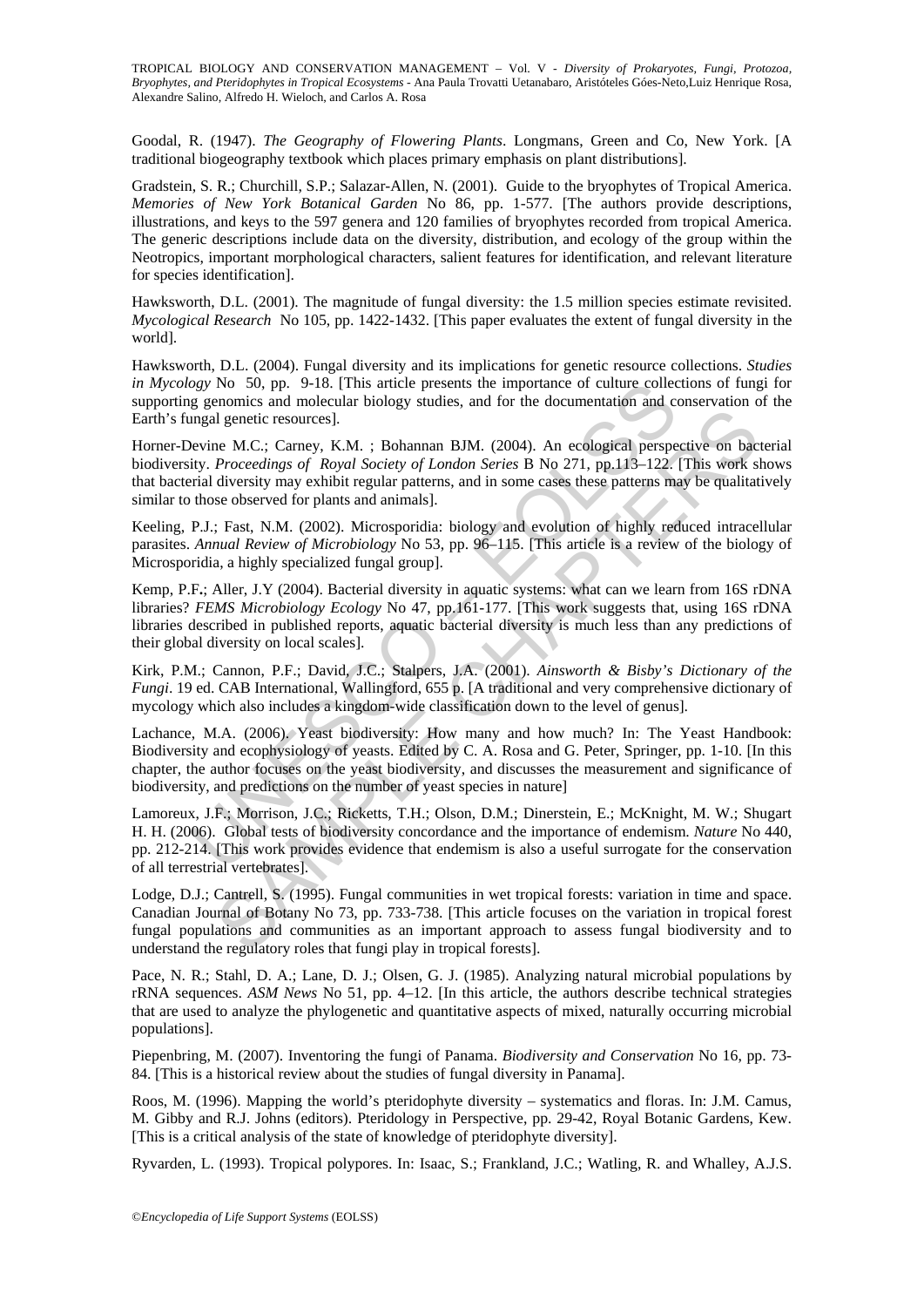Goodal, R. (1947). *The Geography of Flowering Plants*. Longmans, Green and Co, New York. [A traditional biogeography textbook which places primary emphasis on plant distributions].

Gradstein, S. R.; Churchill, S.P.; Salazar-Allen, N. (2001). Guide to the bryophytes of Tropical America. *Memories of New York Botanical Garden* No 86, pp. 1-577. [The authors provide descriptions, illustrations, and keys to the 597 genera and 120 families of bryophytes recorded from tropical America. The generic descriptions include data on the diversity, distribution, and ecology of the group within the Neotropics, important morphological characters, salient features for identification, and relevant literature for species identification].

Hawksworth, D.L. (2001). The magnitude of fungal diversity: the 1.5 million species estimate revisited. *Mycological Research* No 105, pp. 1422-1432. [This paper evaluates the extent of fungal diversity in the world].

Hawksworth, D.L. (2004). Fungal diversity and its implications for genetic resource collections. *Studies in Mycology* No 50, pp. 9-18. [This article presents the importance of culture collections of fungi for supporting genomics and molecular biology studies, and for the documentation and conservation of the Earth's fungal genetic resources].

Horner-Devine M.C.; Carney, K.M. ; Bohannan BJM. (2004). An ecological perspective on bacterial biodiversity. *Proceedings of Royal Society of London Series* B No 271, pp.113–122. [This work shows that bacterial diversity may exhibit regular patterns, and in some cases these patterns may be qualitatively similar to those observed for plants and animals].

Keeling, P.J.; Fast, N.M. (2002). Microsporidia: biology and evolution of highly reduced intracellular parasites. *Annual Review of Microbiology* No 53, pp. 96–115. [This article is a review of the biology of Microsporidia, a highly specialized fungal group].

Kemp, P.F.; Aller, J.Y (2004). Bacterial diversity in aquatic systems: what can we learn from 16S rDNA libraries? *FEMS Microbiology Ecology* No 47, pp.161-177. [This work suggests that, using 16S rDNA libraries described in published reports, aquatic bacterial diversity is much less than any predictions of their global diversity on local scales].

Kirk, P.M.; Cannon, P.F.; David, J.C.; Stalpers, J.A. (2001). *Ainsworth & Bisby's Dictionary of the Fungi*. 19 ed. CAB International, Wallingford, 655 p. [A traditional and very comprehensive dictionary of mycology which also includes a kingdom-wide classification down to the level of genus].

Lachance, M.A. (2006). Yeast biodiversity: How many and how much? In: The Yeast Handbook: Biodiversity and ecophysiology of yeasts. Edited by C. A. Rosa and G. Peter, Springer, pp. 1-10. [In this chapter, the author focuses on the yeast biodiversity, and discusses the measurement and significance of biodiversity, and predictions on the number of yeast species in nature]

Lamoreux, J.F.; Morrison, J.C.; Ricketts, T.H.; Olson, D.M.; Dinerstein, E.; McKnight, M. W.; Shugart H. H. (2006). Global tests of biodiversity concordance and the importance of endemism. *Nature* No 440, pp. 212-214. [This work provides evidence that endemism is also a useful surrogate for the conservation of all terrestrial vertebrates].

Lodge, D.J.; Cantrell, S. (1995). Fungal communities in wet tropical forests: variation in time and space. Canadian Journal of Botany No 73, pp. 733-738. [This article focuses on the variation in tropical forest fungal populations and communities as an important approach to assess fungal biodiversity and to understand the regulatory roles that fungi play in tropical forests].

Pace, N. R.; Stahl, D. A.; Lane, D. J.; Olsen, G. J. (1985). Analyzing natural microbial populations by rRNA sequences. *ASM News* No 51, pp. 4–12. [In this article, the authors describe technical strategies that are used to analyze the phylogenetic and quantitative aspects of mixed, naturally occurring microbial populations].

Piepenbring, M. (2007). Inventoring the fungi of Panama. *Biodiversity and Conservation* No 16, pp. 73-84. [This is a historical review about the studies of fungal diversity in Panama].

Roos, M. (1996). Mapping the world's pteridophyte diversity – systematics and floras. In: J.M. Camus, M. Gibby and R.J. Johns (editors). Pteridology in Perspective, pp. 29-42, Royal Botanic Gardens, Kew. [This is a critical analysis of the state of knowledge of pteridophyte diversity].

Ryvarden, L. (1993). Tropical polypores. In: Isaac, S.; Frankland, J.C.; Watling, R. and Whalley, A.J.S.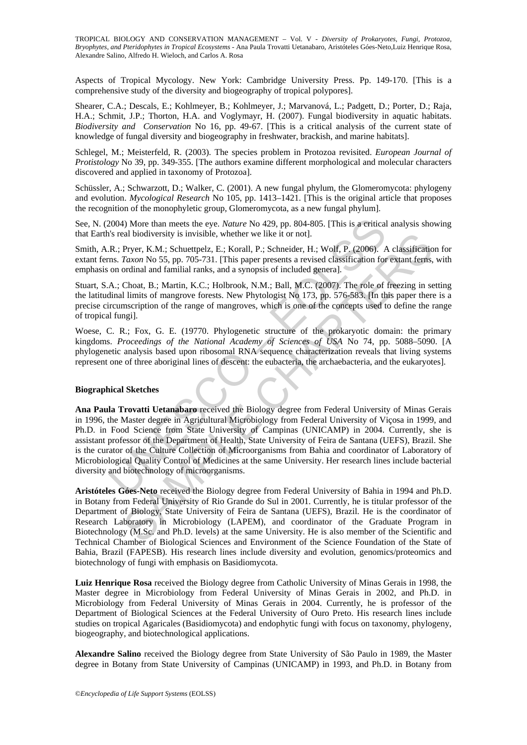Aspects of Tropical Mycology. New York: Cambridge University Press. Pp. 149-170. [This is a comprehensive study of the diversity and biogeography of tropical polypores].

Shearer, C.A.; Descals, E.; Kohlmeyer, B.; Kohlmeyer, J.; Marvanová, L.; Padgett, D.; Porter, D.; Raja, H.A.; Schmit, J.P.; Thorton, H.A. and Voglymayr, H. (2007). Fungal biodiversity in aquatic habitats. *Biodiversity and Conservation* No 16, pp. 49-67. [This is a critical analysis of the current state of knowledge of fungal diversity and biogeography in freshwater, brackish, and marine habitats].

Schlegel, M.; Meisterfeld, R. (2003). The species problem in Protozoa revisited. *European Journal of Protistology* No 39, pp. 349-355. [The authors examine different morphological and molecular characters discovered and applied in taxonomy of Protozoa].

Schüssler, A.; Schwarzott, D.; Walker, C. (2001). A new fungal phylum, the Glomeromycota: phylogeny and evolution. *Mycological Research* No 105, pp. 1413–1421. [This is the original article that proposes the recognition of the monophyletic group, Glomeromycota, as a new fungal phylum].

See, N. (2004) More than meets the eye. *Nature* No 429, pp. 804-805. [This is a critical analysis showing that Earth's real biodiversity is invisible, whether we like it or not].

Smith, A.R.; Pryer, K.M.; Schuettpelz, E.; Korall, P.; Schneider, H.; Wolf, P. (2006). A classification for extant ferns. *Taxon* No 55, pp. 705-731. [This paper presents a revised classification for extant ferns, with emphasis on ordinal and familial ranks, and a synopsis of included genera].

Stuart, S.A.; Choat, B.; Martin, K.C.; Holbrook, N.M.; Ball, M.C. (2007). The role of freezing in setting the latitudinal limits of mangrove forests. New Phytologist No 173, pp. 576-583. [In this paper there is a precise circumscription of the range of mangroves, which is one of the concepts used to define the range of tropical fungi].

Woese, C. R.; Fox, G. E. (19770. Phylogenetic structure of the prokaryotic domain: the primary kingdoms. *Proceedings of the National Academy of Sciences of USA* No 74, pp. 5088–5090. [A phylogenetic analysis based upon ribosomal RNA sequence characterization reveals that living systems represent one of three aboriginal lines of descent: the eubacteria, the archaebacteria, and the eukaryotes].

## Biographical Sketches

**Ana Paula Trovatti Uetanabaro** received the Biology degree from Federal University of Minas Gerais in 1996, the Master degree in Agricultural Microbiology from Federal University of Viçosa in 1999, and Ph.D. in Food Science from State University of Campinas (UNICAMP) in 2004. Currently, she is assistant professor of the Department of Health, State University of Feira de Santana (UEFS), Brazil. She is the curator of the Culture Collection of Microorganisms from Bahia and coordinator of Laboratory of Microbiological Quality Control of Medicines at the same University. Her research lines include bacterial diversity and biotechnology of microorganisms.

**Aristóteles Góes-Neto** received the Biology degree from Federal University of Bahia in 1994 and Ph.D. in Botany from Federal University of Rio Grande do Sul in 2001. Currently, he is titular professor of the Department of Biology, State University of Feira de Santana (UEFS), Brazil. He is the coordinator of Research Laboratory in Microbiology (LAPEM), and coordinator of the Graduate Program in Biotechnology (M.Sc. and Ph.D. levels) at the same University. He is also member of the Scientific and Technical Chamber of Biological Sciences and Environment of the Science Foundation of the State of Bahia, Brazil (FAPESB). His research lines include diversity and evolution, genomics/proteomics and biotechnology of fungi with emphasis on Basidiomycota.

**Luiz Henrique Rosa** received the Biology degree from Catholic University of Minas Gerais in 1998, the Master degree in Microbiology from Federal University of Minas Gerais in 2002, and Ph.D. in Microbiology from Federal University of Minas Gerais in 2004. Currently, he is professor of the Department of Biological Sciences at the Federal University of Ouro Preto. His research lines include studies on tropical Agaricales (Basidiomycota) and endophytic fungi with focus on taxonomy, phylogeny, biogeography, and biotechnological applications.

**Alexandre Salino** received the Biology degree from State University of São Paulo in 1989, the Master degree in Botany from State University of Campinas (UNICAMP) in 1993, and Ph.D. in Botany from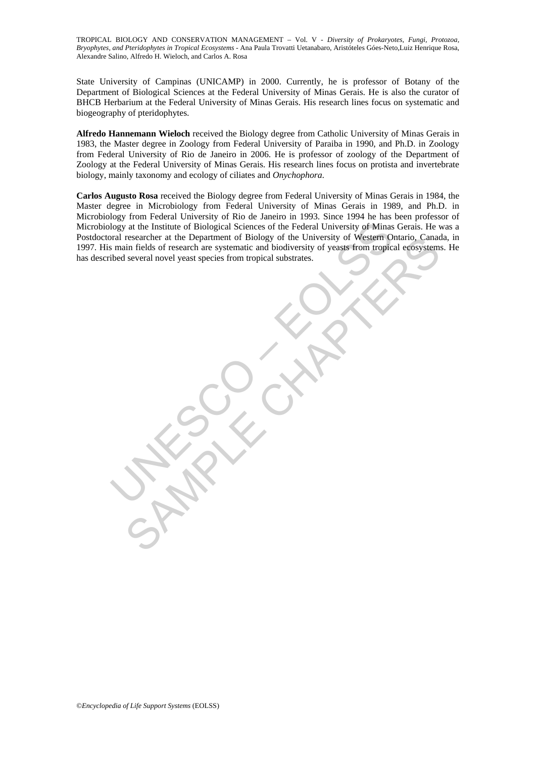State University of Campinas (UNICAMP) in 2000. Currently, he is professor of Botany of the Department of Biological Sciences at the Federal University of Minas Gerais. He is also the curator of BHCB Herbarium at the Federal University of Minas Gerais. His research lines focus on systematic and biogeography of pteridophytes.

**Alfredo Hannemann Wieloch** received the Biology degree from Catholic University of Minas Gerais in 1983, the Master degree in Zoology from Federal University of Paraiba in 1990, and Ph.D. in Zoology from Federal University of Rio de Janeiro in 2006. He is professor of zoology of the Department of Zoology at the Federal University of Minas Gerais. His research lines focus on protista and invertebrate biology, mainly taxonomy and ecology of ciliates and *Onychophora*.

**Carlos Augusto Rosa** received the Biology degree from Federal University of Minas Gerais in 1984, the Master degree in Microbiology from Federal University of Minas Gerais in 1989, and Ph.D. in Microbiology from Federal University of Rio de Janeiro in 1993. Since 1994 he has been professor of Microbiology at the Institute of Biological Sciences of the Federal University of Minas Gerais. He was a Postdoctoral researcher at the Department of Biology of the University of Western Ontario, Canada, in 1997. His main fields of research are systematic and biodiversity of yeasts from tropical ecosystems. He has described several novel yeast species from tropical substrates.